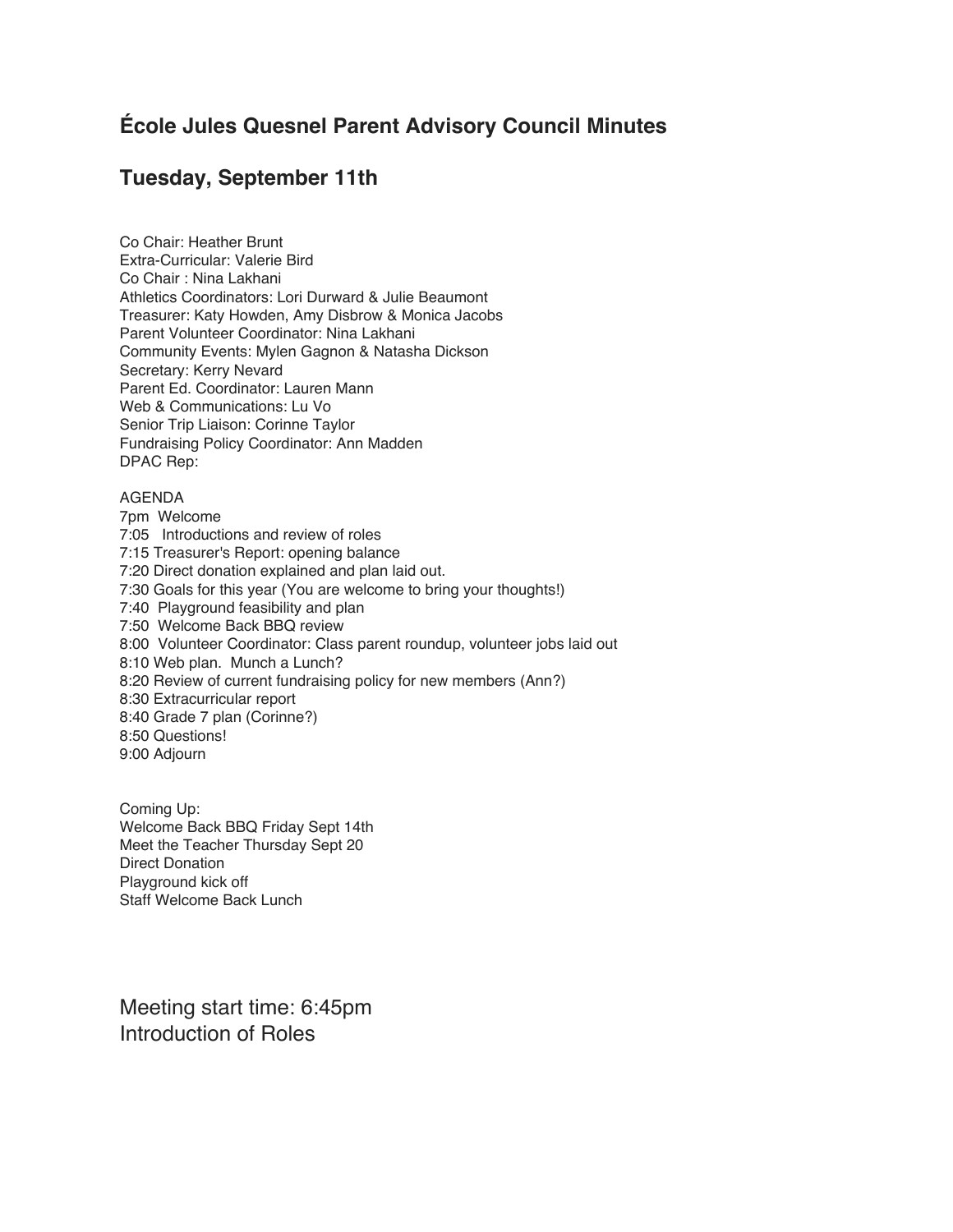# École Jules Quesnel Parent Advisory Council Minutes

## Tuesday, September 11th

Co Chair: Heather Brunt  
Extra-Curricular: Valerie Bird  
Co Chair : Nina Lakhani  
Athletics Coordinators: Lori Durward & Julie Beaumont  
Treasurer: Katy Howden, Amy Disbrow & Monica Jacobs  
Parent Volunteer Coordinator: Nina Lakhani  
Community Events: Mylen Gagnon & Natasha Dickson  
Secretary: Kerry Nevard  
Parent Ed. Coordinator: Lauren Mann  
Web & Communications: Lu Vo  
Senior Trip Liaison: Corinne Taylor  
Fundraising Policy Coordinator: Ann Madden  
DPAC Rep:

AGENDA  
7pm Welcome  
7:05 Introductions and review of roles  
7:15 Treasurer's Report: opening balance  
7:20 Direct donation explained and plan laid out.  
7:30 Goals for this year (You are welcome to bring your thoughts!)  
7:40 Playground feasibility and plan  
7:50 Welcome Back BBQ review  
8:00 Volunteer Coordinator: Class parent roundup, volunteer jobs laid out  
8:10 Web plan. Munch a Lunch?  
8:20 Review of current fundraising policy for new members (Ann?)  
8:30 Extracurricular report  
8:40 Grade 7 plan (Corinne?)  
8:50 Questions!  
9:00 Adjourn

Coming Up:  
Welcome Back BBQ Friday Sept 14th  
Meet the Teacher Thursday Sept 20  
Direct Donation  
Playground kick off  
Staff Welcome Back Lunch

Meeting start time: 6:45pm  
Introduction of Roles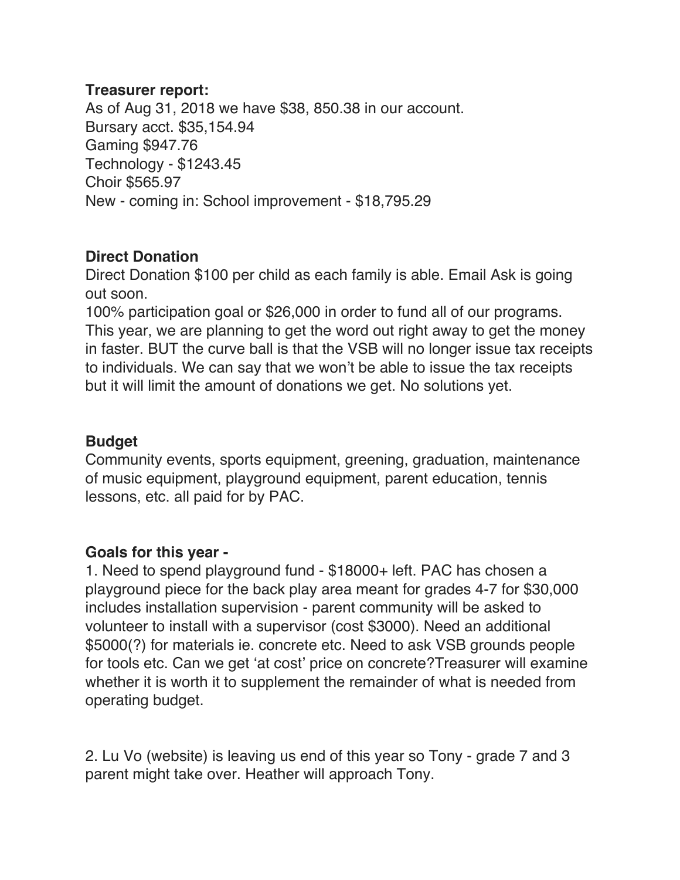**Treasurer report:**

As of Aug 31, 2018 we have $38, 850.38 in our account.
Bursary acct. $35,154.94
Gaming $947.76
Technology - $1243.45
Choir $565.97
New - coming in: School improvement - $18,795.29

**Direct Donation**

Direct Donation $100 per child as each family is able. Email Ask is going out soon.
100% participation goal or $26,000 in order to fund all of our programs. This year, we are planning to get the word out right away to get the money in faster. BUT the curve ball is that the VSB will no longer issue tax receipts to individuals. We can say that we won't be able to issue the tax receipts but it will limit the amount of donations we get. No solutions yet.

**Budget**

Community events, sports equipment, greening, graduation, maintenance of music equipment, playground equipment, parent education, tennis lessons, etc. all paid for by PAC.

**Goals for this year -**

1. Need to spend playground fund - $18000+ left. PAC has chosen a playground piece for the back play area meant for grades 4-7 for $30,000 includes installation supervision - parent community will be asked to volunteer to install with a supervisor (cost $3000). Need an additional $5000(?) for materials ie. concrete etc. Need to ask VSB grounds people for tools etc. Can we get 'at cost' price on concrete?Treasurer will examine whether it is worth it to supplement the remainder of what is needed from operating budget.

2. Lu Vo (website) is leaving us end of this year so Tony - grade 7 and 3 parent might take over. Heather will approach Tony.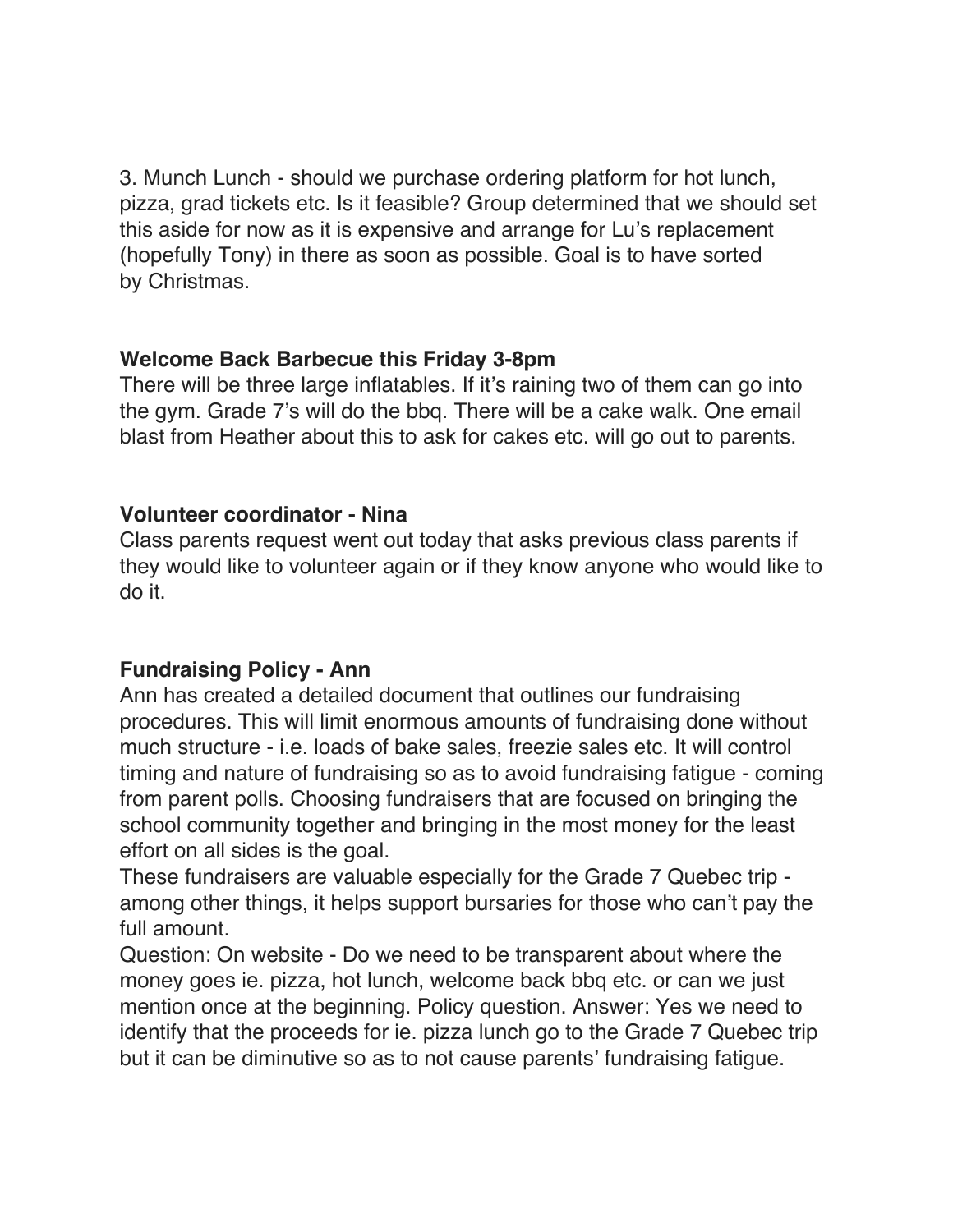3. Munch Lunch - should we purchase ordering platform for hot lunch, pizza, grad tickets etc. Is it feasible? Group determined that we should set this aside for now as it is expensive and arrange for Lu's replacement (hopefully Tony) in there as soon as possible. Goal is to have sorted by Christmas.

**Welcome Back Barbecue this Friday 3-8pm**

There will be three large inflatables. If it's raining two of them can go into the gym. Grade 7's will do the bbq. There will be a cake walk. One email blast from Heather about this to ask for cakes etc. will go out to parents.

**Volunteer coordinator - Nina**

Class parents request went out today that asks previous class parents if they would like to volunteer again or if they know anyone who would like to do it.

**Fundraising Policy - Ann**

Ann has created a detailed document that outlines our fundraising procedures. This will limit enormous amounts of fundraising done without much structure - i.e. loads of bake sales, freezie sales etc. It will control timing and nature of fundraising so as to avoid fundraising fatigue - coming from parent polls. Choosing fundraisers that are focused on bringing the school community together and bringing in the most money for the least effort on all sides is the goal.

These fundraisers are valuable especially for the Grade 7 Quebec trip - among other things, it helps support bursaries for those who can't pay the full amount.

Question: On website - Do we need to be transparent about where the money goes ie. pizza, hot lunch, welcome back bbq etc. or can we just mention once at the beginning. Policy question. Answer: Yes we need to identify that the proceeds for ie. pizza lunch go to the Grade 7 Quebec trip but it can be diminutive so as to not cause parents' fundraising fatigue.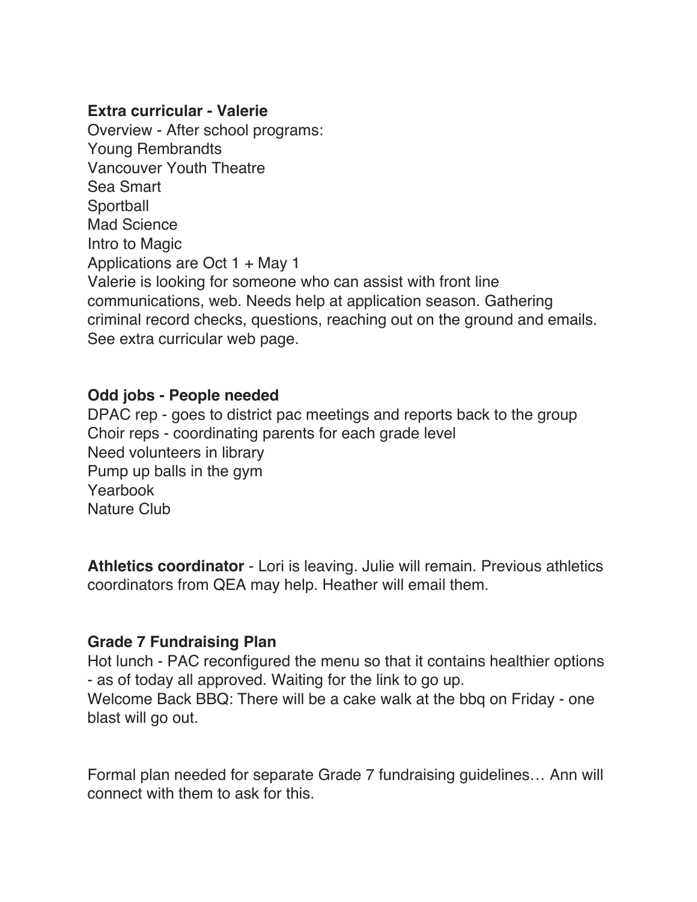**Extra curricular - Valerie**

Overview - After school programs:
Young Rembrandts
Vancouver Youth Theatre
Sea Smart
Sportball
Mad Science
Intro to Magic
Applications are Oct 1 + May 1
Valerie is looking for someone who can assist with front line communications, web. Needs help at application season. Gathering criminal record checks, questions, reaching out on the ground and emails. See extra curricular web page.

**Odd jobs - People needed**

DPAC rep - goes to district pac meetings and reports back to the group
Choir reps - coordinating parents for each grade level
Need volunteers in library
Pump up balls in the gym
Yearbook
Nature Club

**Athletics coordinator** - Lori is leaving. Julie will remain. Previous athletics coordinators from QEA may help. Heather will email them.

**Grade 7 Fundraising Plan**

Hot lunch - PAC reconfigured the menu so that it contains healthier options - as of today all approved. Waiting for the link to go up.
Welcome Back BBQ: There will be a cake walk at the bbq on Friday - one blast will go out.

Formal plan needed for separate Grade 7 fundraising guidelines… Ann will connect with them to ask for this.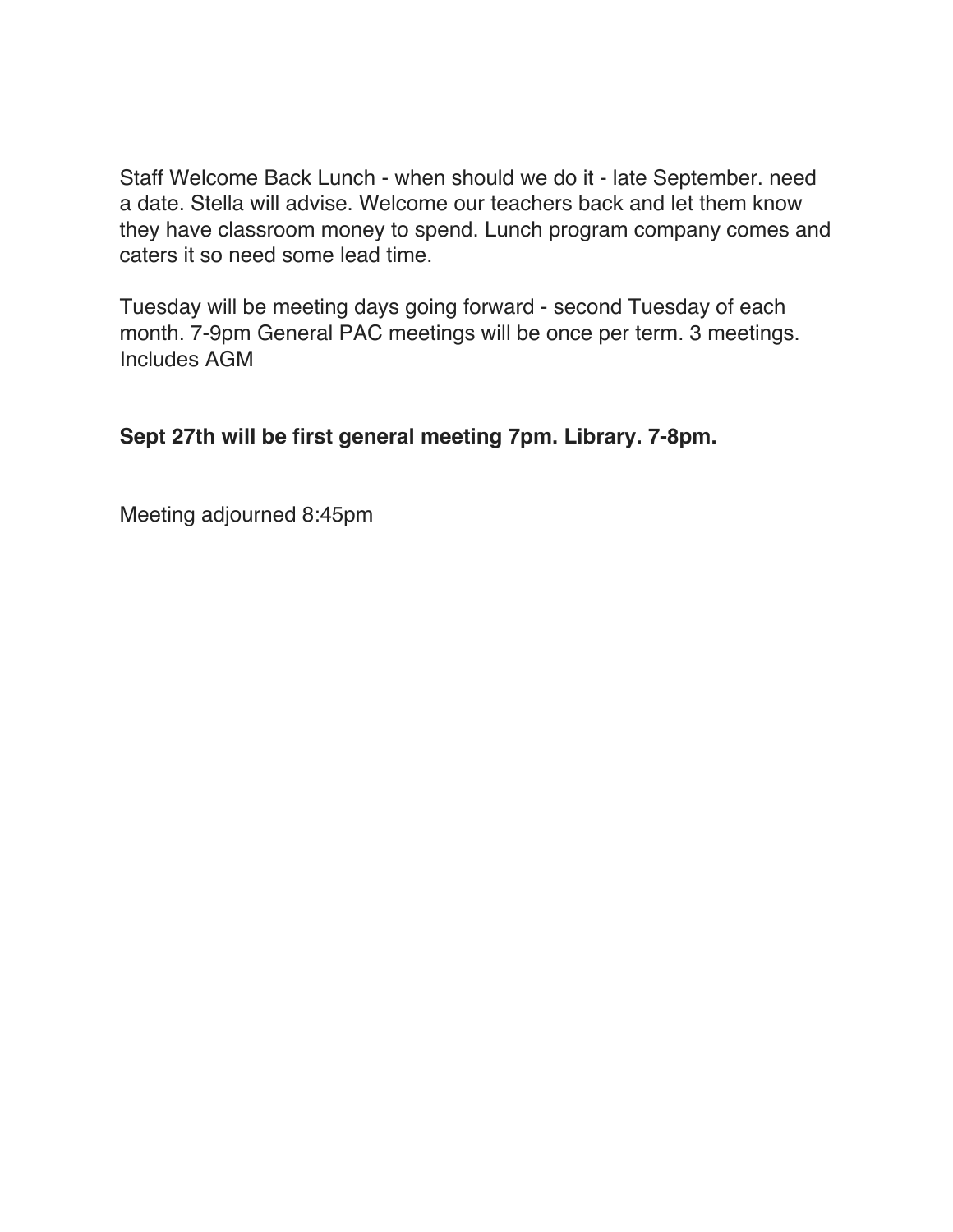Staff Welcome Back Lunch - when should we do it - late September. need a date. Stella will advise. Welcome our teachers back and let them know they have classroom money to spend. Lunch program company comes and caters it so need some lead time.

Tuesday will be meeting days going forward - second Tuesday of each month. 7-9pm General PAC meetings will be once per term. 3 meetings. Includes AGM

**Sept 27th will be first general meeting 7pm. Library. 7-8pm.**

Meeting adjourned 8:45pm